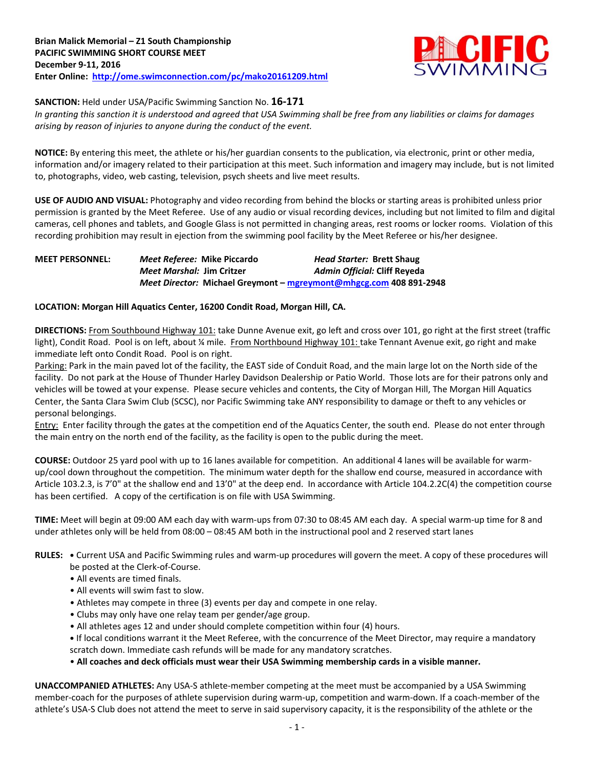**Brian Malick Memorial – Z1 South Championship**
**PACIFIC SWIMMING SHORT COURSE MEET**
**December 9-11, 2016**
**Enter Online: http://ome.swimconnection.com/pc/mako20161209.html**

**SANCTION:** Held under USA/Pacific Swimming Sanction No. **16-171**
*In granting this sanction it is understood and agreed that USA Swimming shall be free from any liabilities or claims for damages arising by reason of injuries to anyone during the conduct of the event.*

**NOTICE:** By entering this meet, the athlete or his/her guardian consents to the publication, via electronic, print or other media, information and/or imagery related to their participation at this meet. Such information and imagery may include, but is not limited to, photographs, video, web casting, television, psych sheets and live meet results.

**USE OF AUDIO AND VISUAL:** Photography and video recording from behind the blocks or starting areas is prohibited unless prior permission is granted by the Meet Referee. Use of any audio or visual recording devices, including but not limited to film and digital cameras, cell phones and tablets, and Google Glass is not permitted in changing areas, rest rooms or locker rooms. Violation of this recording prohibition may result in ejection from the swimming pool facility by the Meet Referee or his/her designee.

**MEET PERSONNEL:** *Meet Referee:* **Mike Piccardo** *Head Starter:* **Brett Shaug**
*Meet Marshal:* **Jim Critzer** *Admin Official:* **Cliff Reyeda**
*Meet Director:* **Michael Greymont – mgreymont@mhgcg.com 408 891-2948**

**LOCATION: Morgan Hill Aquatics Center, 16200 Condit Road, Morgan Hill, CA.**

**DIRECTIONS:** From Southbound Highway 101: take Dunne Avenue exit, go left and cross over 101, go right at the first street (traffic light), Condit Road. Pool is on left, about ¼ mile. From Northbound Highway 101: take Tennant Avenue exit, go right and make immediate left onto Condit Road. Pool is on right.
Parking: Park in the main paved lot of the facility, the EAST side of Conduit Road, and the main large lot on the North side of the facility. Do not park at the House of Thunder Harley Davidson Dealership or Patio World. Those lots are for their patrons only and vehicles will be towed at your expense. Please secure vehicles and contents, the City of Morgan Hill, The Morgan Hill Aquatics Center, the Santa Clara Swim Club (SCSC), nor Pacific Swimming take ANY responsibility to damage or theft to any vehicles or personal belongings.
Entry: Enter facility through the gates at the competition end of the Aquatics Center, the south end. Please do not enter through the main entry on the north end of the facility, as the facility is open to the public during the meet.

**COURSE:** Outdoor 25 yard pool with up to 16 lanes available for competition. An additional 4 lanes will be available for warm-up/cool down throughout the competition. The minimum water depth for the shallow end course, measured in accordance with Article 103.2.3, is 7'0" at the shallow end and 13'0" at the deep end. In accordance with Article 104.2.2C(4) the competition course has been certified. A copy of the certification is on file with USA Swimming.

**TIME:** Meet will begin at 09:00 AM each day with warm-ups from 07:30 to 08:45 AM each day. A special warm-up time for 8 and under athletes only will be held from 08:00 – 08:45 AM both in the instructional pool and 2 reserved start lanes

**RULES:**
- Current USA and Pacific Swimming rules and warm-up procedures will govern the meet. A copy of these procedures will be posted at the Clerk-of-Course.
- All events are timed finals.
- All events will swim fast to slow.
- Athletes may compete in three (3) events per day and compete in one relay.
- Clubs may only have one relay team per gender/age group.
- All athletes ages 12 and under should complete competition within four (4) hours.
- If local conditions warrant it the Meet Referee, with the concurrence of the Meet Director, may require a mandatory scratch down. Immediate cash refunds will be made for any mandatory scratches.
- **All coaches and deck officials must wear their USA Swimming membership cards in a visible manner.**

**UNACCOMPANIED ATHLETES:** Any USA-S athlete-member competing at the meet must be accompanied by a USA Swimming member-coach for the purposes of athlete supervision during warm-up, competition and warm-down. If a coach-member of the athlete's USA-S Club does not attend the meet to serve in said supervisory capacity, it is the responsibility of the athlete or the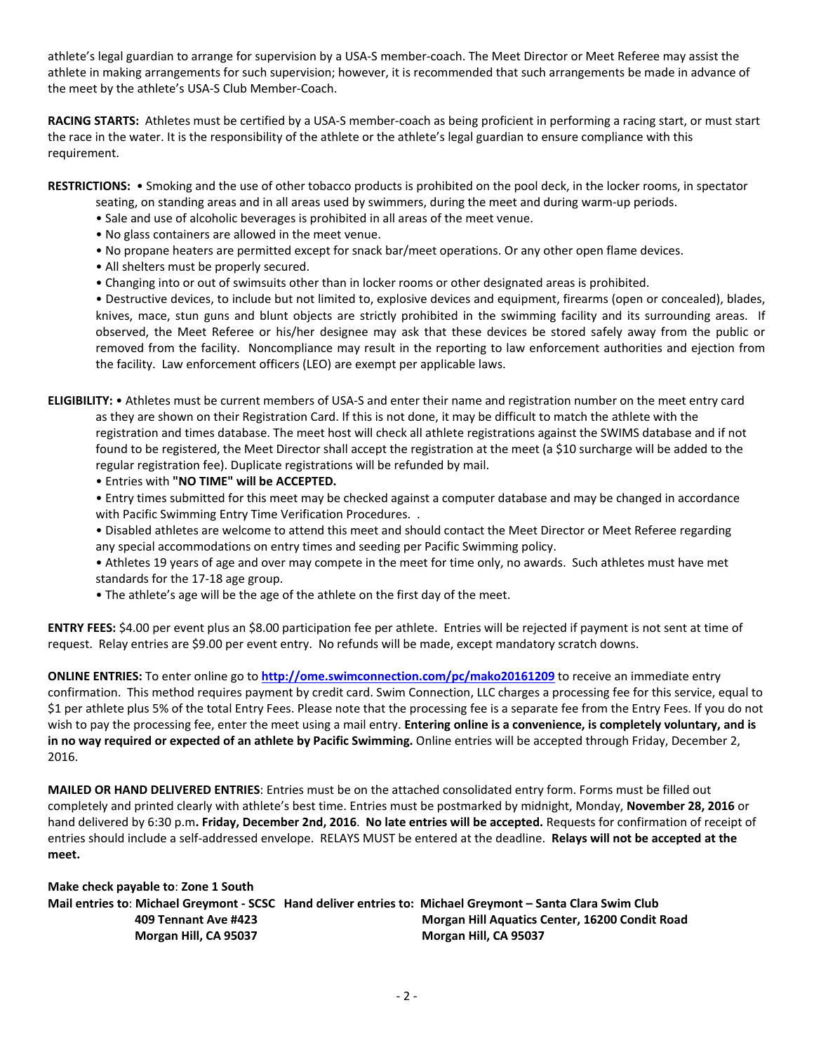athlete's legal guardian to arrange for supervision by a USA-S member-coach. The Meet Director or Meet Referee may assist the athlete in making arrangements for such supervision; however, it is recommended that such arrangements be made in advance of the meet by the athlete's USA-S Club Member-Coach.

**RACING STARTS:** Athletes must be certified by a USA-S member-coach as being proficient in performing a racing start, or must start the race in the water. It is the responsibility of the athlete or the athlete's legal guardian to ensure compliance with this requirement.

**RESTRICTIONS:** • Smoking and the use of other tobacco products is prohibited on the pool deck, in the locker rooms, in spectator seating, on standing areas and in all areas used by swimmers, during the meet and during warm-up periods.

• Sale and use of alcoholic beverages is prohibited in all areas of the meet venue.

• No glass containers are allowed in the meet venue.

• No propane heaters are permitted except for snack bar/meet operations. Or any other open flame devices.

• All shelters must be properly secured.

• Changing into or out of swimsuits other than in locker rooms or other designated areas is prohibited.

• Destructive devices, to include but not limited to, explosive devices and equipment, firearms (open or concealed), blades, knives, mace, stun guns and blunt objects are strictly prohibited in the swimming facility and its surrounding areas. If observed, the Meet Referee or his/her designee may ask that these devices be stored safely away from the public or removed from the facility. Noncompliance may result in the reporting to law enforcement authorities and ejection from the facility. Law enforcement officers (LEO) are exempt per applicable laws.

**ELIGIBILITY:** • Athletes must be current members of USA-S and enter their name and registration number on the meet entry card as they are shown on their Registration Card. If this is not done, it may be difficult to match the athlete with the registration and times database. The meet host will check all athlete registrations against the SWIMS database and if not found to be registered, the Meet Director shall accept the registration at the meet (a $10 surcharge will be added to the regular registration fee). Duplicate registrations will be refunded by mail.

• Entries with **"NO TIME" will be ACCEPTED.**

• Entry times submitted for this meet may be checked against a computer database and may be changed in accordance with Pacific Swimming Entry Time Verification Procedures. .

• Disabled athletes are welcome to attend this meet and should contact the Meet Director or Meet Referee regarding any special accommodations on entry times and seeding per Pacific Swimming policy.

• Athletes 19 years of age and over may compete in the meet for time only, no awards. Such athletes must have met standards for the 17-18 age group.

• The athlete's age will be the age of the athlete on the first day of the meet.

**ENTRY FEES:** $4.00 per event plus an $8.00 participation fee per athlete. Entries will be rejected if payment is not sent at time of request. Relay entries are $9.00 per event entry. No refunds will be made, except mandatory scratch downs.

**ONLINE ENTRIES:** To enter online go to **http://ome.swimconnection.com/pc/mako20161209** to receive an immediate entry confirmation. This method requires payment by credit card. Swim Connection, LLC charges a processing fee for this service, equal to $1 per athlete plus 5% of the total Entry Fees. Please note that the processing fee is a separate fee from the Entry Fees. If you do not wish to pay the processing fee, enter the meet using a mail entry. **Entering online is a convenience, is completely voluntary, and is in no way required or expected of an athlete by Pacific Swimming.** Online entries will be accepted through Friday, December 2, 2016.

**MAILED OR HAND DELIVERED ENTRIES**: Entries must be on the attached consolidated entry form. Forms must be filled out completely and printed clearly with athlete's best time. Entries must be postmarked by midnight, Monday, **November 28, 2016** or hand delivered by 6:30 p.m**. Friday, December 2nd, 2016**. **No late entries will be accepted.** Requests for confirmation of receipt of entries should include a self-addressed envelope. RELAYS MUST be entered at the deadline. **Relays will not be accepted at the meet.**

**Make check payable to**: **Zone 1 South**

**Mail entries to**: **Michael Greymont - SCSC**
**409 Tennant Ave #423**
**Morgan Hill, CA 95037**

**Hand deliver entries to: Michael Greymont – Santa Clara Swim Club**
**Morgan Hill Aquatics Center, 16200 Condit Road**
**Morgan Hill, CA 95037**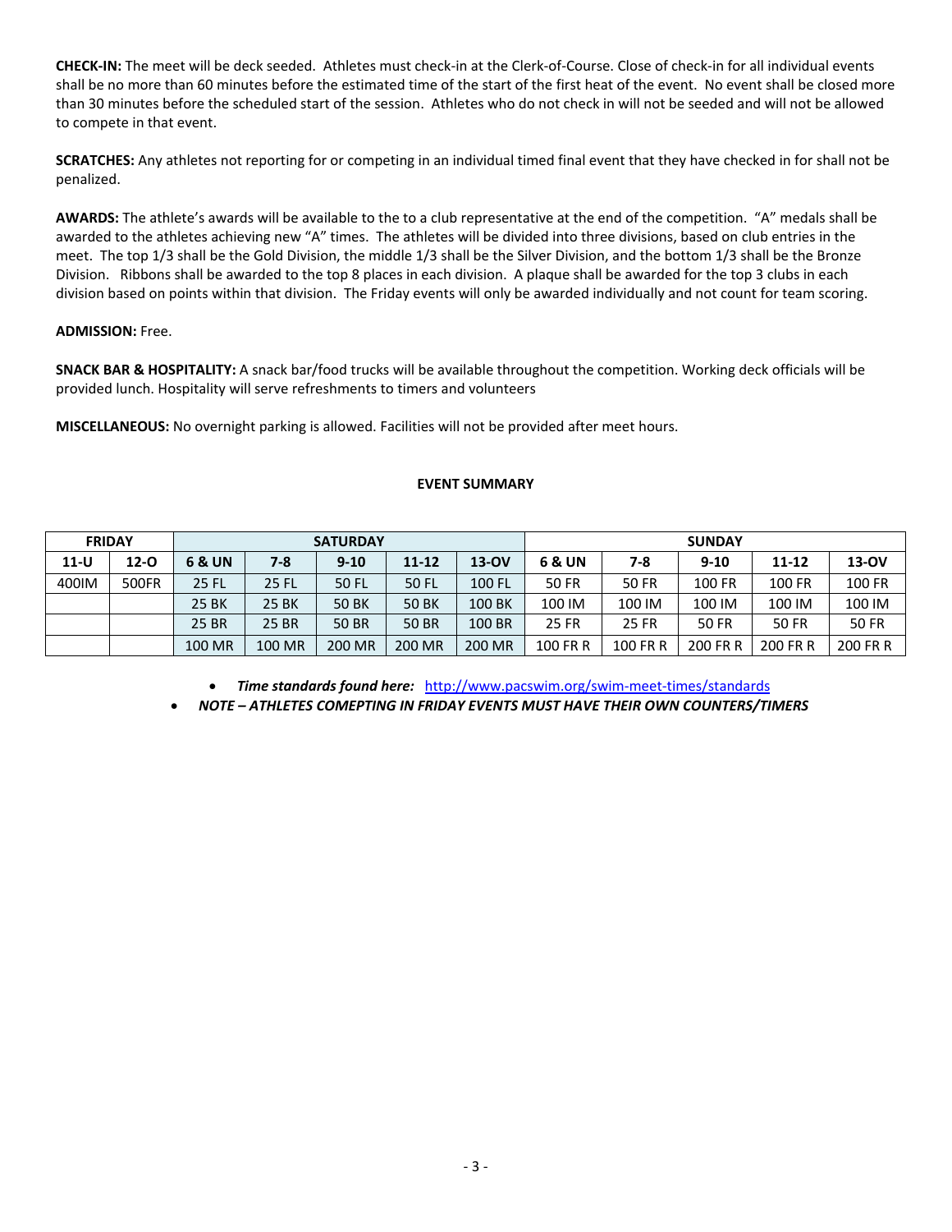**CHECK-IN:** The meet will be deck seeded. Athletes must check-in at the Clerk-of-Course. Close of check-in for all individual events shall be no more than 60 minutes before the estimated time of the start of the first heat of the event. No event shall be closed more than 30 minutes before the scheduled start of the session. Athletes who do not check in will not be seeded and will not be allowed to compete in that event.

**SCRATCHES:** Any athletes not reporting for or competing in an individual timed final event that they have checked in for shall not be penalized.

**AWARDS:** The athlete's awards will be available to the to a club representative at the end of the competition. "A" medals shall be awarded to the athletes achieving new "A" times. The athletes will be divided into three divisions, based on club entries in the meet. The top 1/3 shall be the Gold Division, the middle 1/3 shall be the Silver Division, and the bottom 1/3 shall be the Bronze Division. Ribbons shall be awarded to the top 8 places in each division. A plaque shall be awarded for the top 3 clubs in each division based on points within that division. The Friday events will only be awarded individually and not count for team scoring.

**ADMISSION:** Free.

**SNACK BAR & HOSPITALITY:** A snack bar/food trucks will be available throughout the competition. Working deck officials will be provided lunch. Hospitality will serve refreshments to timers and volunteers

**MISCELLANEOUS:** No overnight parking is allowed. Facilities will not be provided after meet hours.

**EVENT SUMMARY**

| FRIDAY | | SATURDAY | | | | | SUNDAY | | | | |
|---|---|---|---|---|---|---|---|---|---|---|---|
| **11-U** | **12-O** | **6 & UN** | **7-8** | **9-10** | **11-12** | **13-OV** | **6 & UN** | **7-8** | **9-10** | **11-12** | **13-OV** |
| 400IM | 500FR | 25 FL | 25 FL | 50 FL | 50 FL | 100 FL | 50 FR | 50 FR | 100 FR | 100 FR | 100 FR |
| | | 25 BK | 25 BK | 50 BK | 50 BK | 100 BK | 100 IM | 100 IM | 100 IM | 100 IM | 100 IM |
| | | 25 BR | 25 BR | 50 BR | 50 BR | 100 BR | 25 FR | 25 FR | 50 FR | 50 FR | 50 FR |
| | | 100 MR | 100 MR | 200 MR | 200 MR | 200 MR | 100 FR R | 100 FR R | 200 FR R | 200 FR R | 200 FR R |

- ***Time standards found here:*** http://www.pacswim.org/swim-meet-times/standards
- ***NOTE – ATHLETES COMPETING IN FRIDAY EVENTS MUST HAVE THEIR OWN COUNTERS/TIMERS***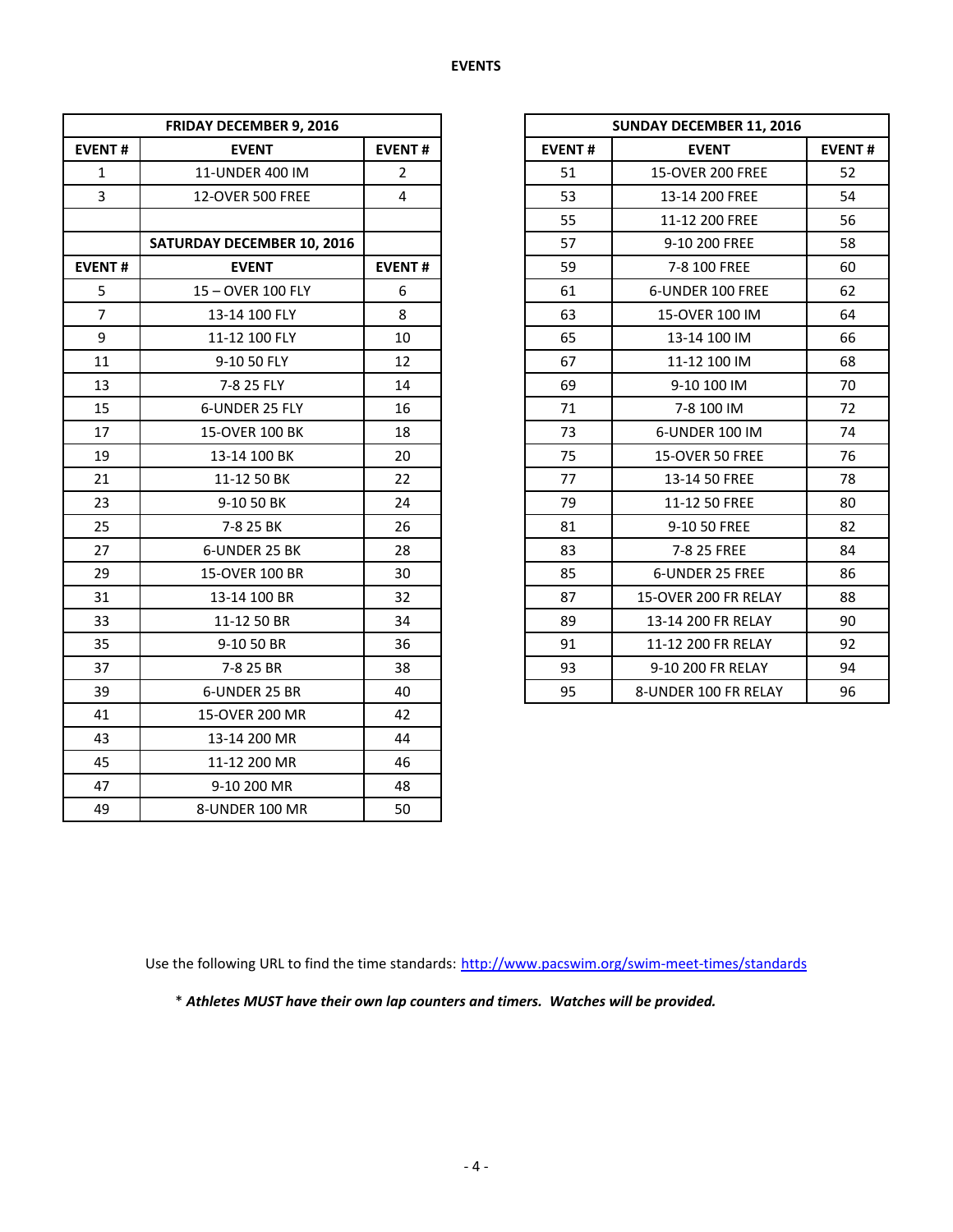## EVENTS

| FRIDAY DECEMBER 9, 2016 | | |
|---|---|---|
| EVENT # | EVENT | EVENT # |
| 1 | 11-UNDER 400 IM | 2 |
| 3 | 12-OVER 500 FREE | 4 |

| SATURDAY DECEMBER 10, 2016 | | |
|---|---|---|
| EVENT # | EVENT | EVENT # |
| 5 | 15 – OVER 100 FLY | 6 |
| 7 | 13-14 100 FLY | 8 |
| 9 | 11-12 100 FLY | 10 |
| 11 | 9-10 50 FLY | 12 |
| 13 | 7-8 25 FLY | 14 |
| 15 | 6-UNDER 25 FLY | 16 |
| 17 | 15-OVER 100 BK | 18 |
| 19 | 13-14 100 BK | 20 |
| 21 | 11-12 50 BK | 22 |
| 23 | 9-10 50 BK | 24 |
| 25 | 7-8 25 BK | 26 |
| 27 | 6-UNDER 25 BK | 28 |
| 29 | 15-OVER 100 BR | 30 |
| 31 | 13-14 100 BR | 32 |
| 33 | 11-12 50 BR | 34 |
| 35 | 9-10 50 BR | 36 |
| 37 | 7-8 25 BR | 38 |
| 39 | 6-UNDER 25 BR | 40 |
| 41 | 15-OVER 200 MR | 42 |
| 43 | 13-14 200 MR | 44 |
| 45 | 11-12 200 MR | 46 |
| 47 | 9-10 200 MR | 48 |
| 49 | 8-UNDER 100 MR | 50 |

| SUNDAY DECEMBER 11, 2016 | | |
|---|---|---|
| EVENT # | EVENT | EVENT # |
| 51 | 15-OVER 200 FREE | 52 |
| 53 | 13-14 200 FREE | 54 |
| 55 | 11-12 200 FREE | 56 |
| 57 | 9-10 200 FREE | 58 |
| 59 | 7-8 100 FREE | 60 |
| 61 | 6-UNDER 100 FREE | 62 |
| 63 | 15-OVER 100 IM | 64 |
| 65 | 13-14 100 IM | 66 |
| 67 | 11-12 100 IM | 68 |
| 69 | 9-10 100 IM | 70 |
| 71 | 7-8 100 IM | 72 |
| 73 | 6-UNDER 100 IM | 74 |
| 75 | 15-OVER 50 FREE | 76 |
| 77 | 13-14 50 FREE | 78 |
| 79 | 11-12 50 FREE | 80 |
| 81 | 9-10 50 FREE | 82 |
| 83 | 7-8 25 FREE | 84 |
| 85 | 6-UNDER 25 FREE | 86 |
| 87 | 15-OVER 200 FR RELAY | 88 |
| 89 | 13-14 200 FR RELAY | 90 |
| 91 | 11-12 200 FR RELAY | 92 |
| 93 | 9-10 200 FR RELAY | 94 |
| 95 | 8-UNDER 100 FR RELAY | 96 |

Use the following URL to find the time standards: http://www.pacswim.org/swim-meet-times/standards

\* ***Athletes MUST have their own lap counters and timers. Watches will be provided.***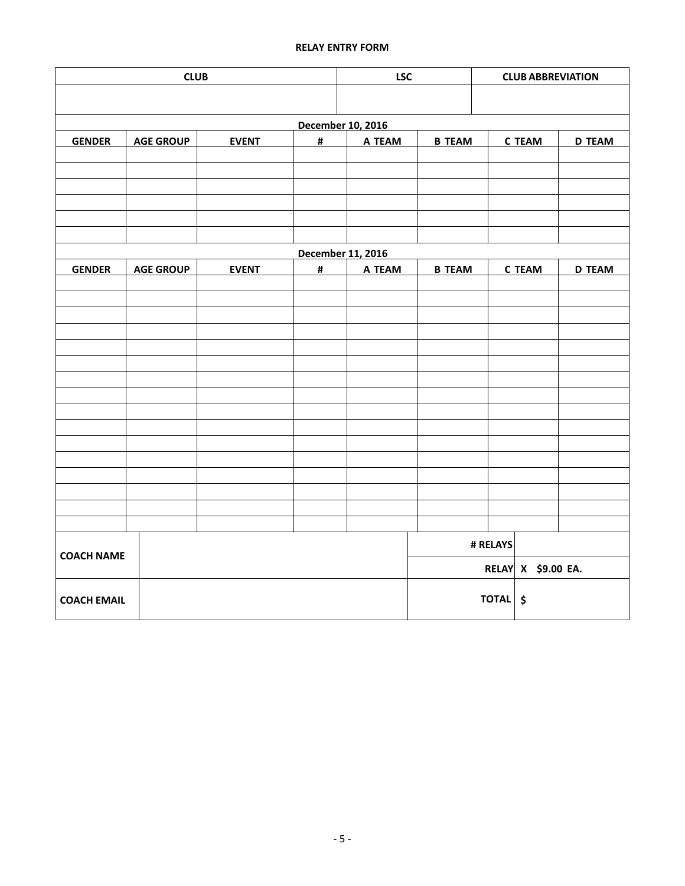**RELAY ENTRY FORM**

| CLUB | LSC | CLUB ABBREVIATION |
|---|---|---|
| | | |

| **December 10, 2016** | | | | | | | |
|---|---|---|---|---|---|---|---|
| **GENDER** | **AGE GROUP** | **EVENT** | **#** | **A TEAM** | **B TEAM** | **C TEAM** | **D TEAM** |
| | | | | | | | |
| | | | | | | | |
| | | | | | | | |
| | | | | | | | |
| | | | | | | | |
| | | | | | | | |

| **December 11, 2016** | | | | | | | |
|---|---|---|---|---|---|---|---|
| **GENDER** | **AGE GROUP** | **EVENT** | **#** | **A TEAM** | **B TEAM** | **C TEAM** | **D TEAM** |
| | | | | | | | |
| | | | | | | | |
| | | | | | | | |
| | | | | | | | |
| | | | | | | | |
| | | | | | | | |
| | | | | | | | |
| | | | | | | | |
| | | | | | | | |
| | | | | | | | |
| | | | | | | | |
| | | | | | | | |
| | | | | | | | |
| | | | | | | | |
| | | | | | | | |
| | | | | | | | |

| | | | |
|---|---|---|---|
| **COACH NAME** | | **# RELAYS** | |
| | | **RELAY** | **X $9.00 EA.** |
| **COACH EMAIL** | | **TOTAL** | **$** |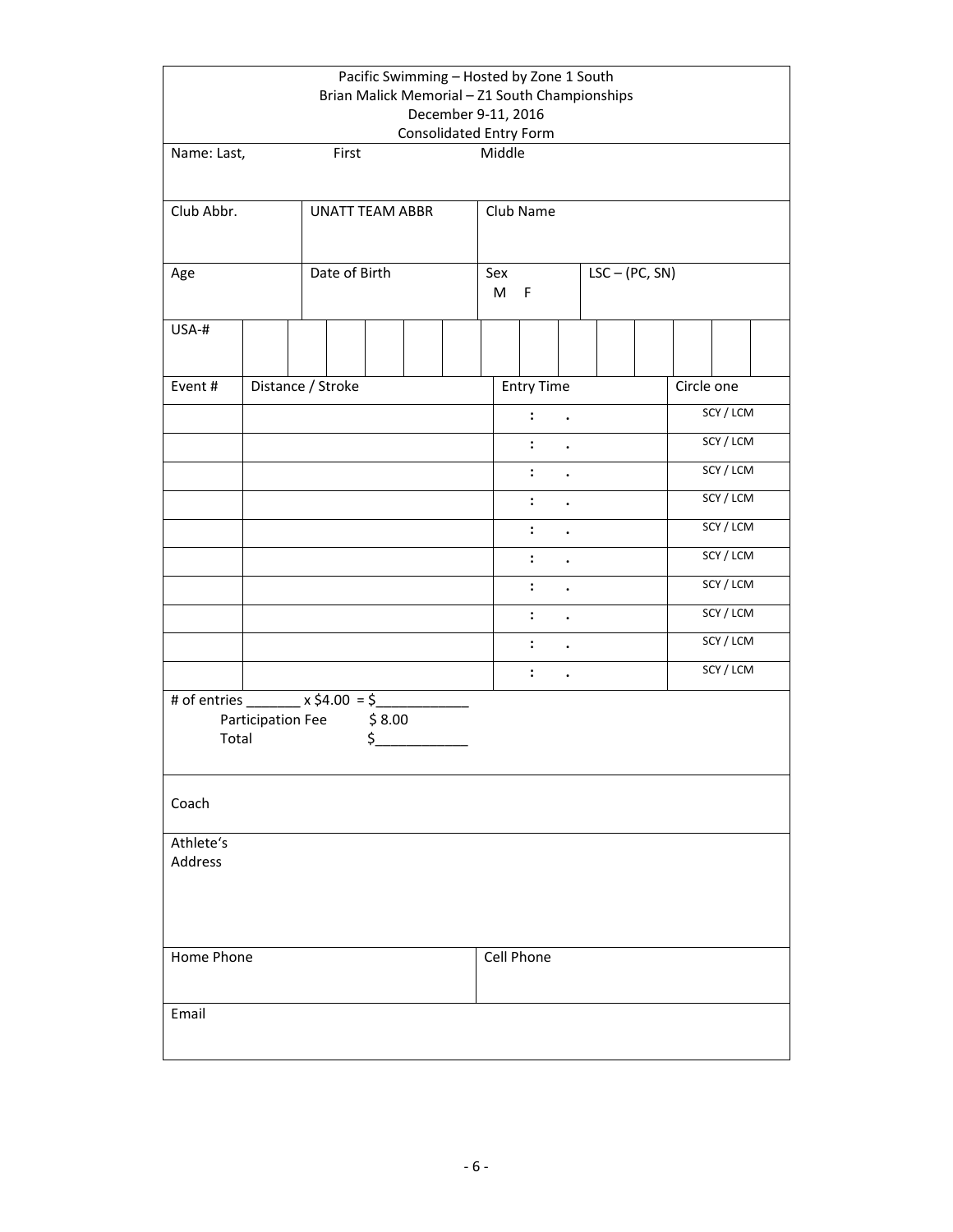Pacific Swimming – Hosted by Zone 1 South

Brian Malick Memorial – Z1 South Championships

December 9-11, 2016

Consolidated Entry Form

| | | | |
|---|---|---|---|
| Name: Last, | First | Middle | |
| Club Abbr. | UNATT TEAM ABBR | Club Name | |
| Age | Date of Birth | Sex M F | LSC – (PC, SN) |
| USA-# | | | |

| Event # | Distance / Stroke | Entry Time | Circle one |
|---|---|---|---|
| | | : . | SCY / LCM |
| | | : . | SCY / LCM |
| | | : . | SCY / LCM |
| | | : . | SCY / LCM |
| | | : . | SCY / LCM |
| | | : . | SCY / LCM |
| | | : . | SCY / LCM |
| | | : . | SCY / LCM |
| | | : . | SCY / LCM |
| | | : . | SCY / LCM |

# of entries _______ x $4.00 = $____________

Participation Fee $ 8.00

Total $____________

| | |
|---|---|
| Coach | |
| Athlete's Address | |
| Home Phone | Cell Phone |
| Email | |